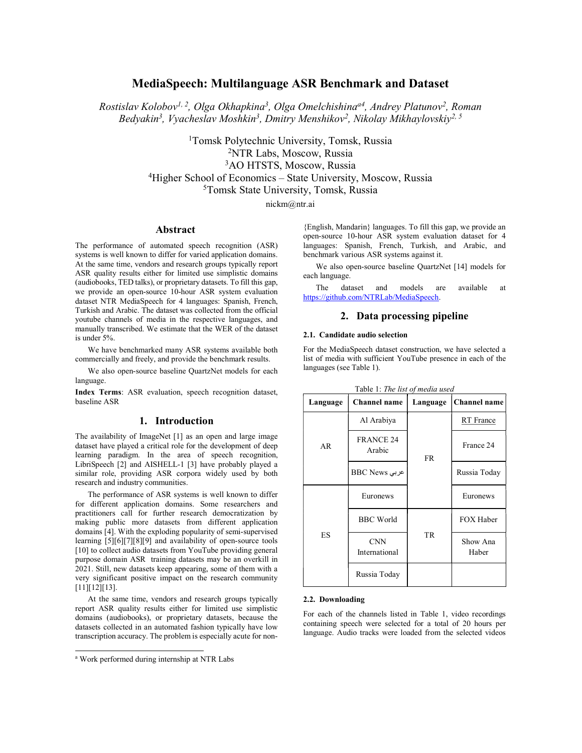# MediaSpeech: Multilanguage ASR Benchmark and Dataset

*Rostislav Kolobov[1, 2], Olga Okhapkina[3], Olga Omelchishina[a4], Andrey Platunov[2], Roman Bedyakin[3], Vyacheslav Moshkin[3], Dmitry Menshikov[2], Nikolay Mikhaylovskiy[2, 5]*

[1]Tomsk Polytechnic University, Tomsk, Russia
[2]NTR Labs, Moscow, Russia
[3]AO HTSTS, Moscow, Russia
[4]Higher School of Economics – State University, Moscow, Russia
[5]Tomsk State University, Tomsk, Russia

nickm@ntr.ai

## Abstract

The performance of automated speech recognition (ASR) systems is well known to differ for varied application domains. At the same time, vendors and research groups typically report ASR quality results either for limited use simplistic domains (audiobooks, TED talks), or proprietary datasets. To fill this gap, we provide an open-source 10-hour ASR system evaluation dataset NTR MediaSpeech for 4 languages: Spanish, French, Turkish and Arabic. The dataset was collected from the official youtube channels of media in the respective languages, and manually transcribed. We estimate that the WER of the dataset is under 5%.

We have benchmarked many ASR systems available both commercially and freely, and provide the benchmark results.

We also open-source baseline QuartzNet models for each language.

**Index Terms**: ASR evaluation, speech recognition dataset, baseline ASR

## 1. Introduction

The availability of ImageNet [1] as an open and large image dataset have played a critical role for the development of deep learning paradigm. In the area of speech recognition, LibriSpeech [2] and AISHELL-1 [3] have probably played a similar role, providing ASR corpora widely used by both research and industry communities.

The performance of ASR systems is well known to differ for different application domains. Some researchers and practitioners call for further research democratization by making public more datasets from different application domains [4]. With the exploding popularity of semi-supervised learning [5][6][7][8][9] and availability of open-source tools [10] to collect audio datasets from YouTube providing general purpose domain ASR training datasets may be an overkill in 2021. Still, new datasets keep appearing, some of them with a very significant positive impact on the research community [11][12][13].

At the same time, vendors and research groups typically report ASR quality results either for limited use simplistic domains (audiobooks), or proprietary datasets, because the datasets collected in an automated fashion typically have low transcription accuracy. The problem is especially acute for non-{English, Mandarin} languages. To fill this gap, we provide an open-source 10-hour ASR system evaluation dataset for 4 languages: Spanish, French, Turkish, and Arabic, and benchmark various ASR systems against it.

We also open-source baseline QuartzNet [14] models for each language.

The dataset and models are available at https://github.com/NTRLab/MediaSpeech.

## 2. Data processing pipeline

### 2.1. Candidate audio selection

For the MediaSpeech dataset construction, we have selected a list of media with sufficient YouTube presence in each of the languages (see Table 1).

Table 1: *The list of media used*

| Language | Channel name | Language | Channel name |
|---|---|---|---|
| AR | Al Arabiya | FR | RT France |
| | FRANCE 24 Arabic | | France 24 |
| | BBC News عربي | | Russia Today |
| ES | Euronews | | Euronews |
| | BBC World | TR | FOX Haber |
| | CNN International | | Show Ana Haber |
| | Russia Today | | |

### 2.2. Downloading

For each of the channels listed in Table 1, video recordings containing speech were selected for a total of 20 hours per language. Audio tracks were loaded from the selected videos

[a] Work performed during internship at NTR Labs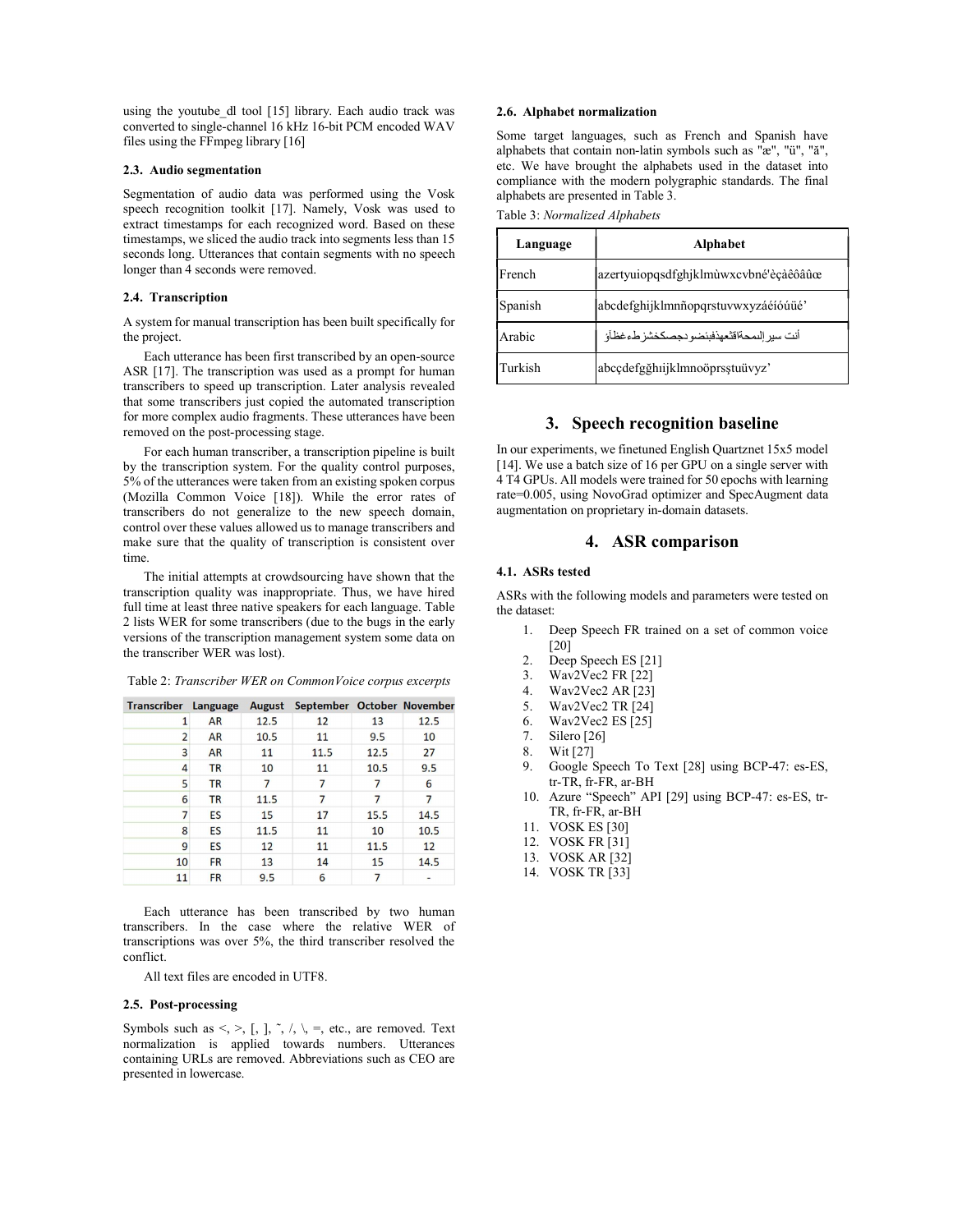using the youtube_dl tool [15] library. Each audio track was converted to single-channel 16 kHz 16-bit PCM encoded WAV files using the FFmpeg library [16]

### 2.3. Audio segmentation

Segmentation of audio data was performed using the Vosk speech recognition toolkit [17]. Namely, Vosk was used to extract timestamps for each recognized word. Based on these timestamps, we sliced the audio track into segments less than 15 seconds long. Utterances that contain segments with no speech longer than 4 seconds were removed.

### 2.4. Transcription

A system for manual transcription has been built specifically for the project.

Each utterance has been first transcribed by an open-source ASR [17]. The transcription was used as a prompt for human transcribers to speed up transcription. Later analysis revealed that some transcribers just copied the automated transcription for more complex audio fragments. These utterances have been removed on the post-processing stage.

For each human transcriber, a transcription pipeline is built by the transcription system. For the quality control purposes, 5% of the utterances were taken from an existing spoken corpus (Mozilla Common Voice [18]). While the error rates of transcribers do not generalize to the new speech domain, control over these values allowed us to manage transcribers and make sure that the quality of transcription is consistent over time.

The initial attempts at crowdsourcing have shown that the transcription quality was inappropriate. Thus, we have hired full time at least three native speakers for each language. Table 2 lists WER for some transcribers (due to the bugs in the early versions of the transcription management system some data on the transcriber WER was lost).

Table 2: *Transcriber WER on CommonVoice corpus excerpts*

| Transcriber | Language | August | September | October | November |
|---|---|---|---|---|---|
| 1 | AR | 12.5 | 12 | 13 | 12.5 |
| 2 | AR | 10.5 | 11 | 9.5 | 10 |
| 3 | AR | 11 | 11.5 | 12.5 | 27 |
| 4 | TR | 10 | 11 | 10.5 | 9.5 |
| 5 | TR | 7 | 7 | 7 | 6 |
| 6 | TR | 11.5 | 7 | 7 | 7 |
| 7 | ES | 15 | 17 | 15.5 | 14.5 |
| 8 | ES | 11.5 | 11 | 10 | 10.5 |
| 9 | ES | 12 | 11 | 11.5 | 12 |
| 10 | FR | 13 | 14 | 15 | 14.5 |
| 11 | FR | 9.5 | 6 | 7 | - |

Each utterance has been transcribed by two human transcribers. In the case where the relative WER of transcriptions was over 5%, the third transcriber resolved the conflict.

All text files are encoded in UTF8.

### 2.5. Post-processing

Symbols such as <, >, [, ], ˜, /, \, =, etc., are removed. Text normalization is applied towards numbers. Utterances containing URLs are removed. Abbreviations such as CEO are presented in lowercase.

### 2.6. Alphabet normalization

Some target languages, such as French and Spanish have alphabets that contain non-latin symbols such as "æ", "ü", "ă", etc. We have brought the alphabets used in the dataset into compliance with the modern polygraphic standards. The final alphabets are presented in Table 3.

Table 3: *Normalized Alphabets*

| Language | Alphabet |
|---|---|
| French | azertyuiopqsdfghjklmùwxcvbné'èçàêôâûœ |
| Spanish | abcdefghijklmnñopqrstuvwxyzáéíóúüé' |
| Arabic | أنت سير إلىمحةاقثعهذفبئضو دجصكخشزطءغظأؤ |
| Turkish | abcçdefgğhıijklmnoöprsştuüvyz' |

## 3. Speech recognition baseline

In our experiments, we finetuned English Quartznet 15x5 model [14]. We use a batch size of 16 per GPU on a single server with 4 T4 GPUs. All models were trained for 50 epochs with learning rate=0.005, using NovoGrad optimizer and SpecAugment data augmentation on proprietary in-domain datasets.

## 4. ASR comparison

### 4.1. ASRs tested

ASRs with the following models and parameters were tested on the dataset:

1. Deep Speech FR trained on a set of common voice [20]
2. Deep Speech ES [21]
3. Wav2Vec2 FR [22]
4. Wav2Vec2 AR [23]
5. Wav2Vec2 TR [24]
6. Wav2Vec2 ES [25]
7. Silero [26]
8. Wit [27]
9. Google Speech To Text [28] using BCP-47: es-ES, tr-TR, fr-FR, ar-BH
10. Azure "Speech" API [29] using BCP-47: es-ES, tr-TR, fr-FR, ar-BH
11. VOSK ES [30]
12. VOSK FR [31]
13. VOSK AR [32]
14. VOSK TR [33]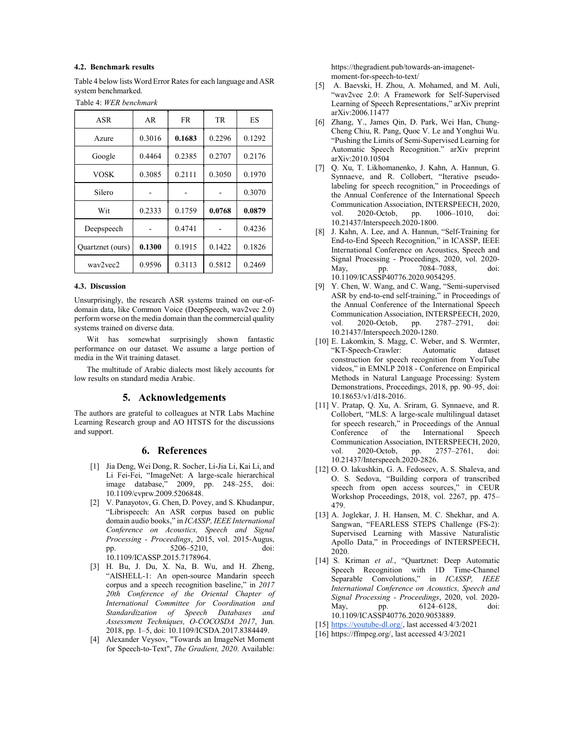### 4.2. Benchmark results

Table 4 below lists Word Error Rates for each language and ASR system benchmarked.

Table 4: *WER benchmark*

| ASR | AR | FR | TR | ES |
|---|---|---|---|---|
| Azure | 0.3016 | **0.1683** | 0.2296 | 0.1292 |
| Google | 0.4464 | 0.2385 | 0.2707 | 0.2176 |
| VOSK | 0.3085 | 0.2111 | 0.3050 | 0.1970 |
| Silero | - | - | - | 0.3070 |
| Wit | 0.2333 | 0.1759 | **0.0768** | **0.0879** |
| Deepspeech | - | 0.4741 | - | 0.4236 |
| Quartznet (ours) | **0.1300** | 0.1915 | 0.1422 | 0.1826 |
| wav2vec2 | 0.9596 | 0.3113 | 0.5812 | 0.2469 |

### 4.3. Discussion

Unsurprisingly, the research ASR systems trained on our-of-domain data, like Common Voice (DeepSpeech, wav2vec 2.0) perform worse on the media domain than the commercial quality systems trained on diverse data.

Wit has somewhat surprisingly shown fantastic performance on our dataset. We assume a large portion of media in the Wit training dataset.

The multitude of Arabic dialects most likely accounts for low results on standard media Arabic.

## 5. Acknowledgements

The authors are grateful to colleagues at NTR Labs Machine Learning Research group and AO HTSTS for the discussions and support.

## 6. References

[1] Jia Deng, Wei Dong, R. Socher, Li-Jia Li, Kai Li, and Li Fei-Fei, "ImageNet: A large-scale hierarchical image database," 2009, pp. 248–255, doi: 10.1109/cvprw.2009.5206848.

[2] V. Panayotov, G. Chen, D. Povey, and S. Khudanpur, "Librispeech: An ASR corpus based on public domain audio books," in *ICASSP, IEEE International Conference on Acoustics, Speech and Signal Processing - Proceedings*, 2015, vol. 2015-Augus, pp. 5206–5210, doi: 10.1109/ICASSP.2015.7178964.

[3] H. Bu, J. Du, X. Na, B. Wu, and H. Zheng, "AISHELL-1: An open-source Mandarin speech corpus and a speech recognition baseline," in *2017 20th Conference of the Oriental Chapter of International Committee for Coordination and Standardization of Speech Databases and Assessment Techniques, O-COCOSDA 2017*, Jun. 2018, pp. 1–5, doi: 10.1109/ICSDA.2017.8384449.

[4] Alexander Veysov, "Towards an ImageNet Moment for Speech-to-Text", *The Gradient, 2020*. Available: https://thegradient.pub/towards-an-imagenet-moment-for-speech-to-text/

[5] A. Baevski, H. Zhou, A. Mohamed, and M. Auli, "wav2vec 2.0: A Framework for Self-Supervised Learning of Speech Representations," arXiv preprint arXiv:2006.11477

[6] Zhang, Y., James Qin, D. Park, Wei Han, Chung-Cheng Chiu, R. Pang, Quoc V. Le and Yonghui Wu. "Pushing the Limits of Semi-Supervised Learning for Automatic Speech Recognition." arXiv preprint arXiv:2010.10504

[7] Q. Xu, T. Likhomanenko, J. Kahn, A. Hannun, G. Synnaeve, and R. Collobert, "Iterative pseudo-labeling for speech recognition," in Proceedings of the Annual Conference of the International Speech Communication Association, INTERSPEECH, 2020, vol. 2020-Octob, pp. 1006–1010, doi: 10.21437/Interspeech.2020-1800.

[8] J. Kahn, A. Lee, and A. Hannun, "Self-Training for End-to-End Speech Recognition," in ICASSP, IEEE International Conference on Acoustics, Speech and Signal Processing - Proceedings, 2020, vol. 2020-May, pp. 7084–7088, doi: 10.1109/ICASSP40776.2020.9054295.

[9] Y. Chen, W. Wang, and C. Wang, "Semi-supervised ASR by end-to-end self-training," in Proceedings of the Annual Conference of the International Speech Communication Association, INTERSPEECH, 2020, vol. 2020-Octob, pp. 2787–2791, doi: 10.21437/Interspeech.2020-1280.

[10] E. Lakomkin, S. Magg, C. Weber, and S. Wermter, "KT-Speech-Crawler: Automatic dataset construction for speech recognition from YouTube videos," in EMNLP 2018 - Conference on Empirical Methods in Natural Language Processing: System Demonstrations, Proceedings, 2018, pp. 90–95, doi: 10.18653/v1/d18-2016.

[11] V. Pratap, Q. Xu, A. Sriram, G. Synnaeve, and R. Collobert, "MLS: A large-scale multilingual dataset for speech research," in Proceedings of the Annual Conference of the International Speech Communication Association, INTERSPEECH, 2020, vol. 2020-Octob, pp. 2757–2761, doi: 10.21437/Interspeech.2020-2826.

[12] O. O. Iakushkin, G. A. Fedoseev, A. S. Shaleva, and O. S. Sedova, "Building corpora of transcribed speech from open access sources," in CEUR Workshop Proceedings, 2018, vol. 2267, pp. 475–479.

[13] A. Joglekar, J. H. Hansen, M. C. Shekhar, and A. Sangwan, "FEARLESS STEPS Challenge (FS-2): Supervised Learning with Massive Naturalistic Apollo Data," in Proceedings of INTERSPEECH, 2020.

[14] S. Kriman *et al.*, "Quartznet: Deep Automatic Speech Recognition with 1D Time-Channel Separable Convolutions," in *ICASSP, IEEE International Conference on Acoustics, Speech and Signal Processing - Proceedings*, 2020, vol. 2020-May, pp. 6124–6128, doi: 10.1109/ICASSP40776.2020.9053889.

[15] https://youtube-dl.org/, last accessed 4/3/2021

[16] https://ffmpeg.org/, last accessed 4/3/2021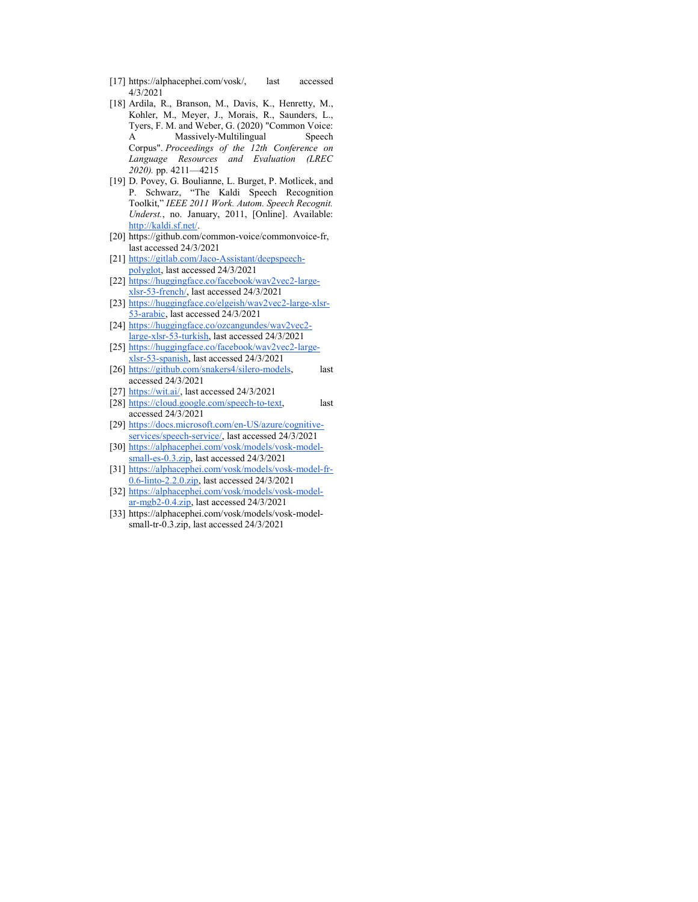[17] https://alphacephei.com/vosk/, last accessed 4/3/2021

[18] Ardila, R., Branson, M., Davis, K., Henretty, M., Kohler, M., Meyer, J., Morais, R., Saunders, L., Tyers, F. M. and Weber, G. (2020) "Common Voice: A Massively-Multilingual Speech Corpus". *Proceedings of the 12th Conference on Language Resources and Evaluation (LREC 2020).* pp. 4211—4215

[19] D. Povey, G. Boulianne, L. Burget, P. Motlicek, and P. Schwarz, "The Kaldi Speech Recognition Toolkit," *IEEE 2011 Work. Autom. Speech Recognit. Underst.*, no. January, 2011, [Online]. Available: http://kaldi.sf.net/.

[20] https://github.com/common-voice/commonvoice-fr, last accessed 24/3/2021

[21] https://gitlab.com/Jaco-Assistant/deepspeech-polyglot, last accessed 24/3/2021

[22] https://huggingface.co/facebook/wav2vec2-large-xlsr-53-french/, last accessed 24/3/2021

[23] https://huggingface.co/elgeish/wav2vec2-large-xlsr-53-arabic, last accessed 24/3/2021

[24] https://huggingface.co/ozcangundes/wav2vec2-large-xlsr-53-turkish, last accessed 24/3/2021

[25] https://huggingface.co/facebook/wav2vec2-large-xlsr-53-spanish, last accessed 24/3/2021

[26] https://github.com/snakers4/silero-models, last accessed 24/3/2021

[27] https://wit.ai/, last accessed 24/3/2021

[28] https://cloud.google.com/speech-to-text, last accessed 24/3/2021

[29] https://docs.microsoft.com/en-US/azure/cognitive-services/speech-service/, last accessed 24/3/2021

[30] https://alphacephei.com/vosk/models/vosk-model-small-es-0.3.zip, last accessed 24/3/2021

[31] https://alphacephei.com/vosk/models/vosk-model-fr-0.6-linto-2.2.0.zip, last accessed 24/3/2021

[32] https://alphacephei.com/vosk/models/vosk-model-ar-mgb2-0.4.zip, last accessed 24/3/2021

[33] https://alphacephei.com/vosk/models/vosk-model-small-tr-0.3.zip, last accessed 24/3/2021